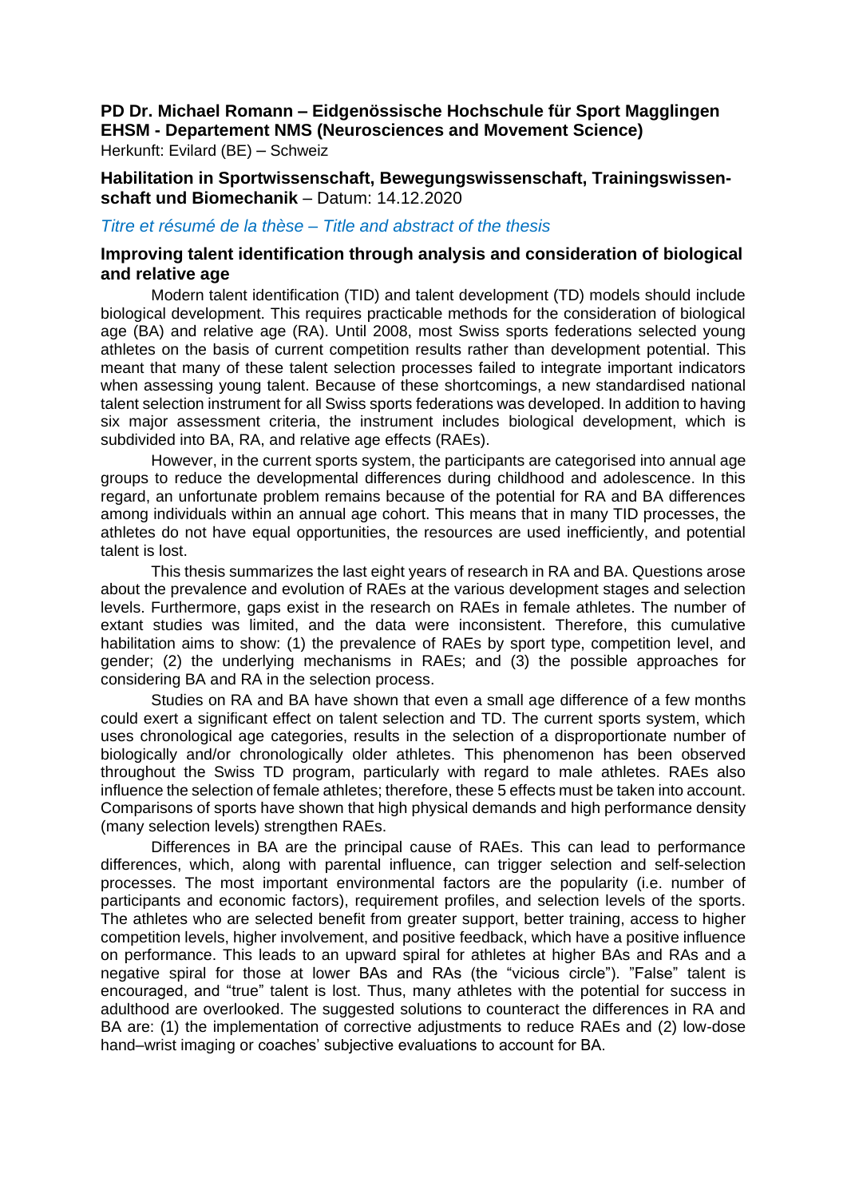**PD Dr. Michael Romann – Eidgenössische Hochschule für Sport Magglingen EHSM - Departement NMS (Neurosciences and Movement Science)**
Herkunft: Evilard (BE) – Schweiz

**Habilitation in Sportwissenschaft, Bewegungswissenschaft, Trainingswissenschaft und Biomechanik** – Datum: 14.12.2020

*Titre et résumé de la thèse – Title and abstract of the thesis*

## Improving talent identification through analysis and consideration of biological and relative age

Modern talent identification (TID) and talent development (TD) models should include biological development. This requires practicable methods for the consideration of biological age (BA) and relative age (RA). Until 2008, most Swiss sports federations selected young athletes on the basis of current competition results rather than development potential. This meant that many of these talent selection processes failed to integrate important indicators when assessing young talent. Because of these shortcomings, a new standardised national talent selection instrument for all Swiss sports federations was developed. In addition to having six major assessment criteria, the instrument includes biological development, which is subdivided into BA, RA, and relative age effects (RAEs).

However, in the current sports system, the participants are categorised into annual age groups to reduce the developmental differences during childhood and adolescence. In this regard, an unfortunate problem remains because of the potential for RA and BA differences among individuals within an annual age cohort. This means that in many TID processes, the athletes do not have equal opportunities, the resources are used inefficiently, and potential talent is lost.

This thesis summarizes the last eight years of research in RA and BA. Questions arose about the prevalence and evolution of RAEs at the various development stages and selection levels. Furthermore, gaps exist in the research on RAEs in female athletes. The number of extant studies was limited, and the data were inconsistent. Therefore, this cumulative habilitation aims to show: (1) the prevalence of RAEs by sport type, competition level, and gender; (2) the underlying mechanisms in RAEs; and (3) the possible approaches for considering BA and RA in the selection process.

Studies on RA and BA have shown that even a small age difference of a few months could exert a significant effect on talent selection and TD. The current sports system, which uses chronological age categories, results in the selection of a disproportionate number of biologically and/or chronologically older athletes. This phenomenon has been observed throughout the Swiss TD program, particularly with regard to male athletes. RAEs also influence the selection of female athletes; therefore, these 5 effects must be taken into account. Comparisons of sports have shown that high physical demands and high performance density (many selection levels) strengthen RAEs.

Differences in BA are the principal cause of RAEs. This can lead to performance differences, which, along with parental influence, can trigger selection and self-selection processes. The most important environmental factors are the popularity (i.e. number of participants and economic factors), requirement profiles, and selection levels of the sports. The athletes who are selected benefit from greater support, better training, access to higher competition levels, higher involvement, and positive feedback, which have a positive influence on performance. This leads to an upward spiral for athletes at higher BAs and RAs and a negative spiral for those at lower BAs and RAs (the "vicious circle"). "False" talent is encouraged, and "true" talent is lost. Thus, many athletes with the potential for success in adulthood are overlooked. The suggested solutions to counteract the differences in RA and BA are: (1) the implementation of corrective adjustments to reduce RAEs and (2) low-dose hand–wrist imaging or coaches' subjective evaluations to account for BA.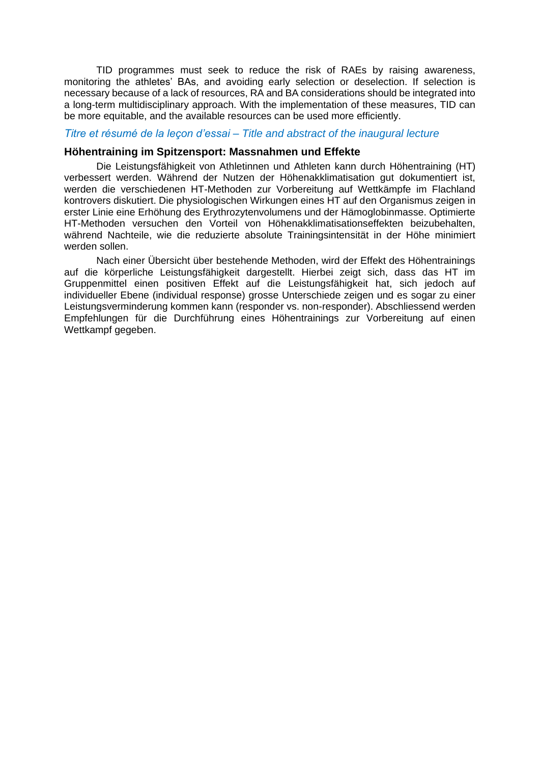TID programmes must seek to reduce the risk of RAEs by raising awareness, monitoring the athletes' BAs, and avoiding early selection or deselection. If selection is necessary because of a lack of resources, RA and BA considerations should be integrated into a long-term multidisciplinary approach. With the implementation of these measures, TID can be more equitable, and the available resources can be used more efficiently.

*Titre et résumé de la leçon d'essai – Title and abstract of the inaugural lecture*

### Höhentraining im Spitzensport: Massnahmen und Effekte

Die Leistungsfähigkeit von Athletinnen und Athleten kann durch Höhentraining (HT) verbessert werden. Während der Nutzen der Höhenakklimatisation gut dokumentiert ist, werden die verschiedenen HT-Methoden zur Vorbereitung auf Wettkämpfe im Flachland kontrovers diskutiert. Die physiologischen Wirkungen eines HT auf den Organismus zeigen in erster Linie eine Erhöhung des Erythrozytenvolumens und der Hämoglobinmasse. Optimierte HT-Methoden versuchen den Vorteil von Höhenakklimatisationseffekten beizubehalten, während Nachteile, wie die reduzierte absolute Trainingsintensität in der Höhe minimiert werden sollen.

Nach einer Übersicht über bestehende Methoden, wird der Effekt des Höhentrainings auf die körperliche Leistungsfähigkeit dargestellt. Hierbei zeigt sich, dass das HT im Gruppenmittel einen positiven Effekt auf die Leistungsfähigkeit hat, sich jedoch auf individueller Ebene (individual response) grosse Unterschiede zeigen und es sogar zu einer Leistungsverminderung kommen kann (responder vs. non-responder). Abschliessend werden Empfehlungen für die Durchführung eines Höhentrainings zur Vorbereitung auf einen Wettkampf gegeben.